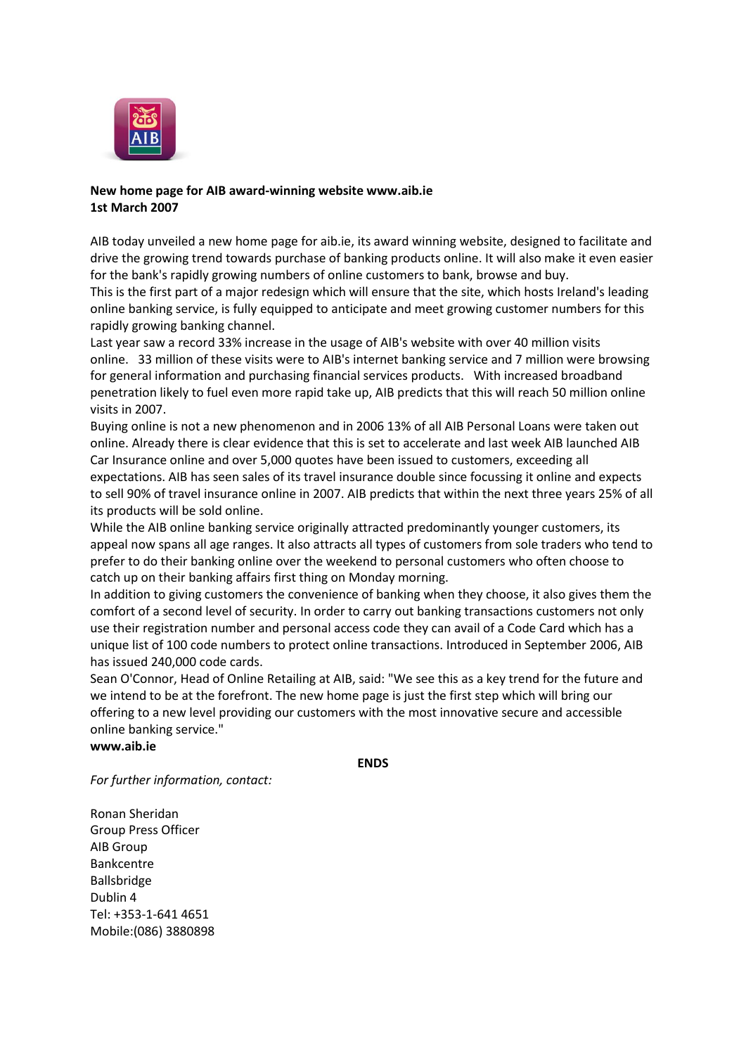**New home page for AIB award-winning website www.aib.ie**
**1st March 2007**

AIB today unveiled a new home page for aib.ie, its award winning website, designed to facilitate and drive the growing trend towards purchase of banking products online. It will also make it even easier for the bank's rapidly growing numbers of online customers to bank, browse and buy.

This is the first part of a major redesign which will ensure that the site, which hosts Ireland's leading online banking service, is fully equipped to anticipate and meet growing customer numbers for this rapidly growing banking channel.

Last year saw a record 33% increase in the usage of AIB's website with over 40 million visits online. 33 million of these visits were to AIB's internet banking service and 7 million were browsing for general information and purchasing financial services products. With increased broadband penetration likely to fuel even more rapid take up, AIB predicts that this will reach 50 million online visits in 2007.

Buying online is not a new phenomenon and in 2006 13% of all AIB Personal Loans were taken out online. Already there is clear evidence that this is set to accelerate and last week AIB launched AIB Car Insurance online and over 5,000 quotes have been issued to customers, exceeding all expectations. AIB has seen sales of its travel insurance double since focussing it online and expects to sell 90% of travel insurance online in 2007. AIB predicts that within the next three years 25% of all its products will be sold online.

While the AIB online banking service originally attracted predominantly younger customers, its appeal now spans all age ranges. It also attracts all types of customers from sole traders who tend to prefer to do their banking online over the weekend to personal customers who often choose to catch up on their banking affairs first thing on Monday morning.

In addition to giving customers the convenience of banking when they choose, it also gives them the comfort of a second level of security. In order to carry out banking transactions customers not only use their registration number and personal access code they can avail of a Code Card which has a unique list of 100 code numbers to protect online transactions. Introduced in September 2006, AIB has issued 240,000 code cards.

Sean O'Connor, Head of Online Retailing at AIB, said: "We see this as a key trend for the future and we intend to be at the forefront. The new home page is just the first step which will bring our offering to a new level providing our customers with the most innovative secure and accessible online banking service."

**www.aib.ie**

**ENDS**

*For further information, contact:*

Ronan Sheridan
Group Press Officer
AIB Group
Bankcentre
Ballsbridge
Dublin 4
Tel: +353-1-641 4651
Mobile:(086) 3880898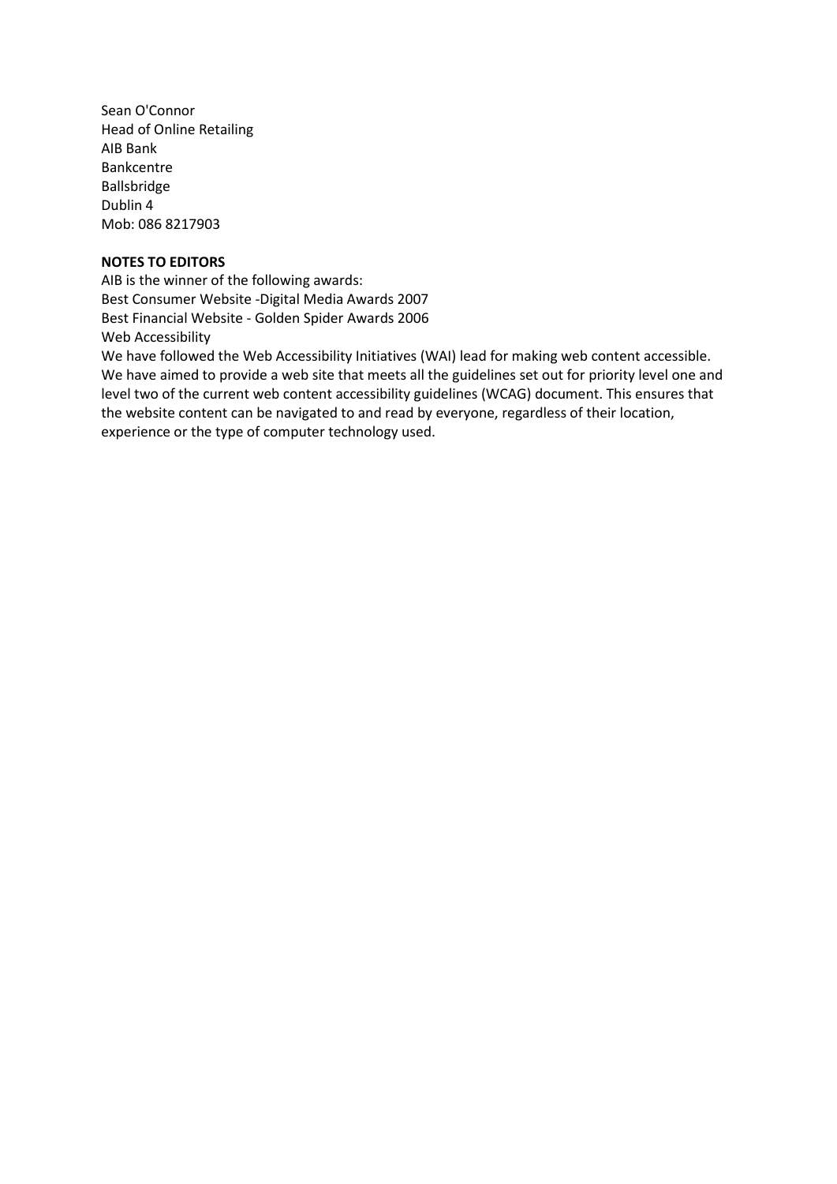Sean O'Connor
Head of Online Retailing
AIB Bank
Bankcentre
Ballsbridge
Dublin 4
Mob: 086 8217903

**NOTES TO EDITORS**

AIB is the winner of the following awards:
Best Consumer Website -Digital Media Awards 2007
Best Financial Website - Golden Spider Awards 2006
Web Accessibility
We have followed the Web Accessibility Initiatives (WAI) lead for making web content accessible. We have aimed to provide a web site that meets all the guidelines set out for priority level one and level two of the current web content accessibility guidelines (WCAG) document. This ensures that the website content can be navigated to and read by everyone, regardless of their location, experience or the type of computer technology used.